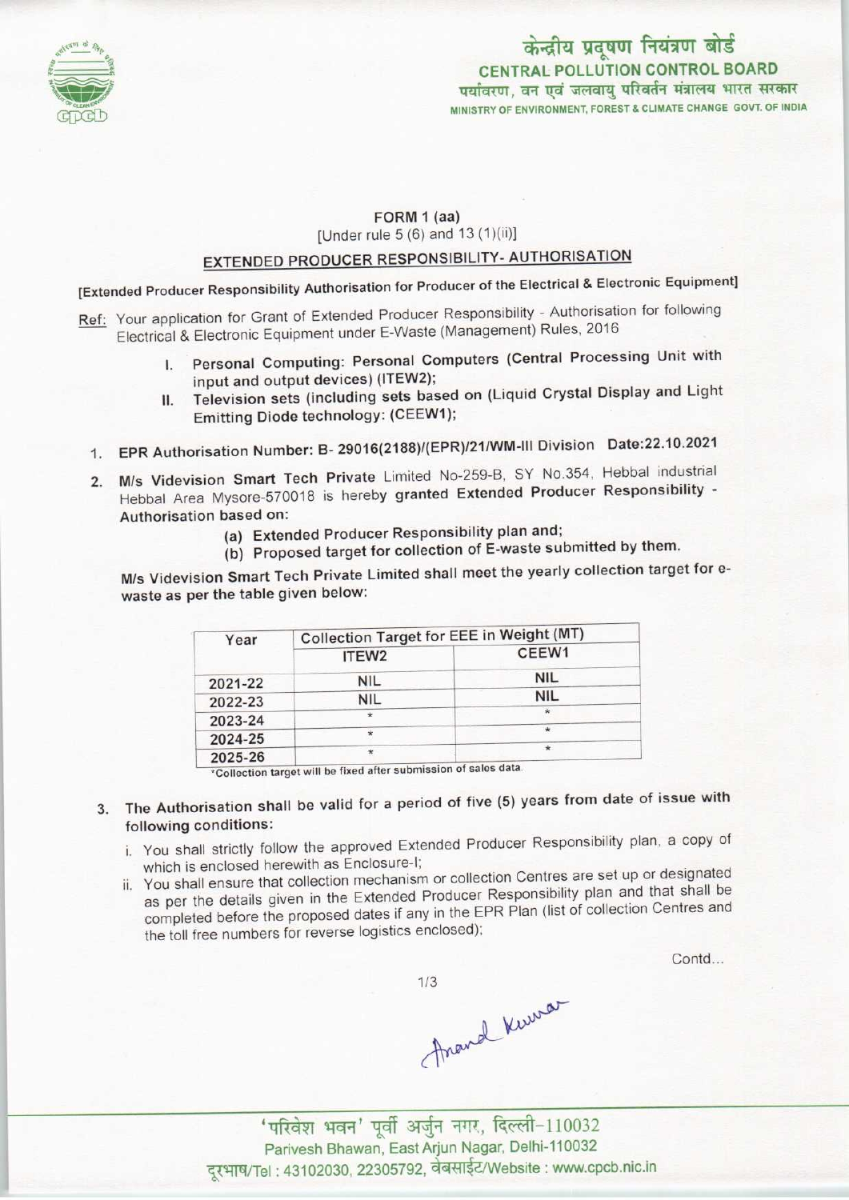केन्द्रीय प्रदूषण नियंत्रण बोर्ड
CENTRAL POLLUTION CONTROL BOARD
पर्यावरण, वन एवं जलवायु परिवर्तन मंत्रालय भारत सरकार
MINISTRY OF ENVIRONMENT, FOREST & CLIMATE CHANGE GOVT. OF INDIA

FORM 1 (aa)
[Under rule 5 (6) and 13 (1)(ii)]

## EXTENDED PRODUCER RESPONSIBILITY- AUTHORISATION

[Extended Producer Responsibility Authorisation for Producer of the Electrical & Electronic Equipment]

Ref: Your application for Grant of Extended Producer Responsibility - Authorisation for following Electrical & Electronic Equipment under E-Waste (Management) Rules, 2016

I. **Personal Computing: Personal Computers (Central Processing Unit with input and output devices) (ITEW2);**
II. **Television sets (including sets based on (Liquid Crystal Display and Light Emitting Diode technology: (CEEW1);**

1. **EPR Authorisation Number: B- 29016(2188)/(EPR)/21/WM-III Division Date:22.10.2021**
2. **M/s Videvision Smart Tech Private** Limited No-259-B, SY No.354, Hebbal industrial Hebbal Area Mysore-570018 is hereby **granted Extended Producer Responsibility - Authorisation based on:**
   (a) **Extended Producer Responsibility plan and;**
   (b) **Proposed target for collection of E-waste submitted by them.**

**M/s Videvision Smart Tech Private Limited shall meet the yearly collection target for e-waste as per the table given below:**

| Year | Collection Target for EEE in Weight (MT) | |
|---|---|---|
| | ITEW2 | CEEW1 |
| 2021-22 | NIL | NIL |
| 2022-23 | NIL | NIL |
| 2023-24 | * | * |
| 2024-25 | * | * |
| 2025-26 | * | * |

*Collection target will be fixed after submission of sales data.

3. **The Authorisation shall be valid for a period of five (5) years from date of issue with following conditions:**
   i. You shall strictly follow the approved Extended Producer Responsibility plan, a copy of which is enclosed herewith as Enclosure-I;
   ii. You shall ensure that collection mechanism or collection Centres are set up or designated as per the details given in the Extended Producer Responsibility plan and that shall be completed before the proposed dates if any in the EPR Plan (list of collection Centres and the toll free numbers for reverse logistics enclosed);

Contd...

Anand Kumar

'परिवेश भवन' पूर्वी अर्जुन नगर, दिल्ली-110032
Parivesh Bhawan, East Arjun Nagar, Delhi-110032
दूरभाष/Tel : 43102030, 22305792, वेबसाईट/Website : www.cpcb.nic.in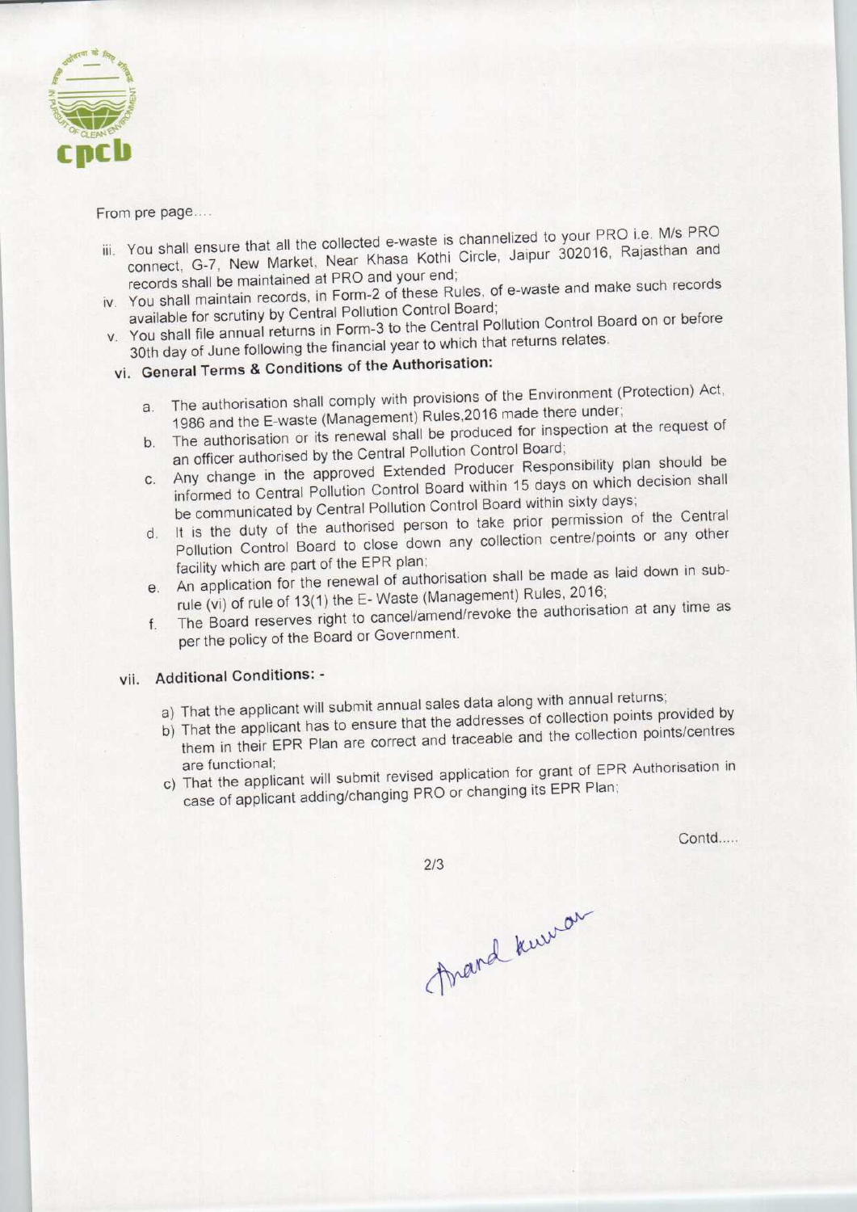From pre page....

iii. You shall ensure that all the collected e-waste is channelized to your PRO i.e. M/s PRO connect, G-7, New Market, Near Khasa Kothi Circle, Jaipur 302016, Rajasthan and records shall be maintained at PRO and your end;

iv. You shall maintain records, in Form-2 of these Rules, of e-waste and make such records available for scrutiny by Central Pollution Control Board;

v. You shall file annual returns in Form-3 to the Central Pollution Control Board on or before 30th day of June following the financial year to which that returns relates.

vi. **General Terms & Conditions of the Authorisation:**

   a. The authorisation shall comply with provisions of the Environment (Protection) Act, 1986 and the E-waste (Management) Rules,2016 made there under;

   b. The authorisation or its renewal shall be produced for inspection at the request of an officer authorised by the Central Pollution Control Board;

   c. Any change in the approved Extended Producer Responsibility plan should be informed to Central Pollution Control Board within 15 days on which decision shall be communicated by Central Pollution Control Board within sixty days;

   d. It is the duty of the authorised person to take prior permission of the Central Pollution Control Board to close down any collection centre/points or any other facility which are part of the EPR plan;

   e. An application for the renewal of authorisation shall be made as laid down in sub-rule (vi) of rule of 13(1) the E- Waste (Management) Rules, 2016;

   f. The Board reserves right to cancel/amend/revoke the authorisation at any time as per the policy of the Board or Government.

vii. **Additional Conditions: -**

   a) That the applicant will submit annual sales data along with annual returns;

   b) That the applicant has to ensure that the addresses of collection points provided by them in their EPR Plan are correct and traceable and the collection points/centres are functional;

   c) That the applicant will submit revised application for grant of EPR Authorisation in case of applicant adding/changing PRO or changing its EPR Plan;

Contd.....

Anand Kumar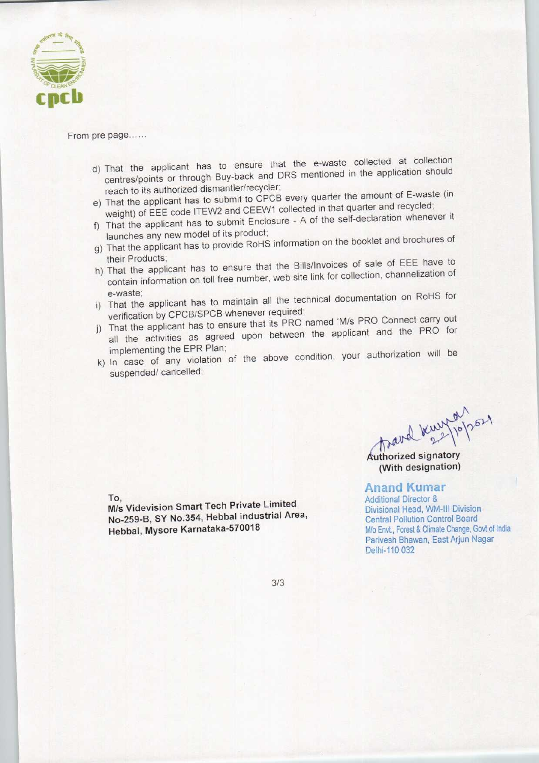From pre page……

d) That the applicant has to ensure that the e-waste collected at collection centres/points or through Buy-back and DRS mentioned in the application should reach to its authorized dismantler/recycler;
e) That the applicant has to submit to CPCB every quarter the amount of E-waste (in weight) of EEE code ITEW2 and CEEW1 collected in that quarter and recycled;
f) That the applicant has to submit Enclosure - A of the self-declaration whenever it launches any new model of its product;
g) That the applicant has to provide RoHS information on the booklet and brochures of their Products;
h) That the applicant has to ensure that the Bills/Invoices of sale of EEE have to contain information on toll free number, web site link for collection, channelization of e-waste;
i) That the applicant has to maintain all the technical documentation on RoHS for verification by CPCB/SPCB whenever required;
j) That the applicant has to ensure that its PRO named 'M/s PRO Connect carry out all the activities as agreed upon between the applicant and the PRO for implementing the EPR Plan;
k) In case of any violation of the above condition, your authorization will be suspended/ cancelled;

Anand Kumar 22/10/2021

Authorized signatory
(With designation)

**Anand Kumar**
Additional Director &
Divisional Head, WM-III Division
Central Pollution Control Board
M/o Envt., Forest & Climate Change, Govt.of India
Parivesh Bhawan, East Arjun Nagar
Delhi-110 032

To,
**M/s Videvision Smart Tech Private Limited**
**No-259-B, SY No.354, Hebbal industrial Area,**
**Hebbal, Mysore Karnataka-570018**